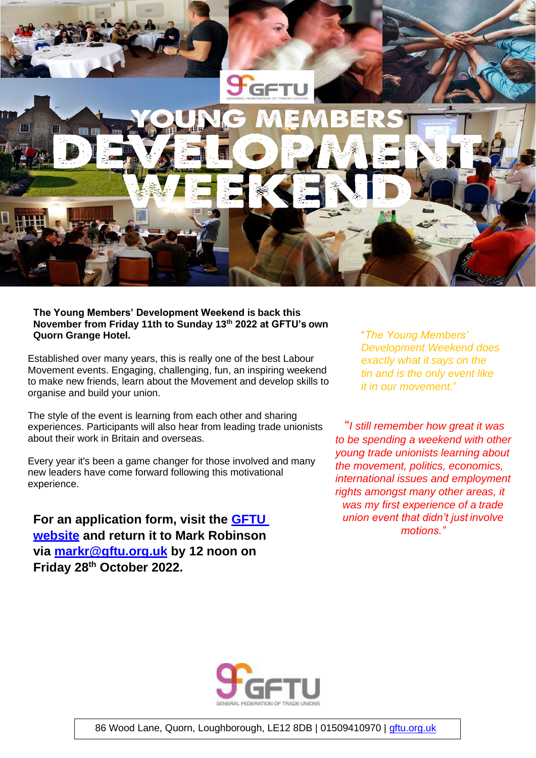GFTU

GENERAL FEDERATION OF TRADE UNIONS

# YOUNG MEMBERS DEVELOPMENT WEEKEND

**The Young Members' Development Weekend is back this November from Friday 11th to Sunday 13th 2022 at GFTU's own Quorn Grange Hotel.**

Established over many years, this is really one of the best Labour Movement events. Engaging, challenging, fun, an inspiring weekend to make new friends, learn about the Movement and develop skills to organise and build your union.

The style of the event is learning from each other and sharing experiences. Participants will also hear from leading trade unionists about their work in Britain and overseas.

Every year it's been a game changer for those involved and many new leaders have come forward following this motivational experience.

**For an application form, visit the [GFTU website]() and return it to Mark Robinson via [markr@gftu.org.uk]() by 12 noon on Friday 28th October 2022.**

*"The Young Members' Development Weekend does exactly what it says on the tin and is the only event like it in our movement."*

*"I still remember how great it was to be spending a weekend with other young trade unionists learning about the movement, politics, economics, international issues and employment rights amongst many other areas, it was my first experience of a trade union event that didn't just involve motions."*

GFTU

GENERAL FEDERATION OF TRADE UNIONS

86 Wood Lane, Quorn, Loughborough, LE12 8DB | 01509410970 | [gftu.org.uk]()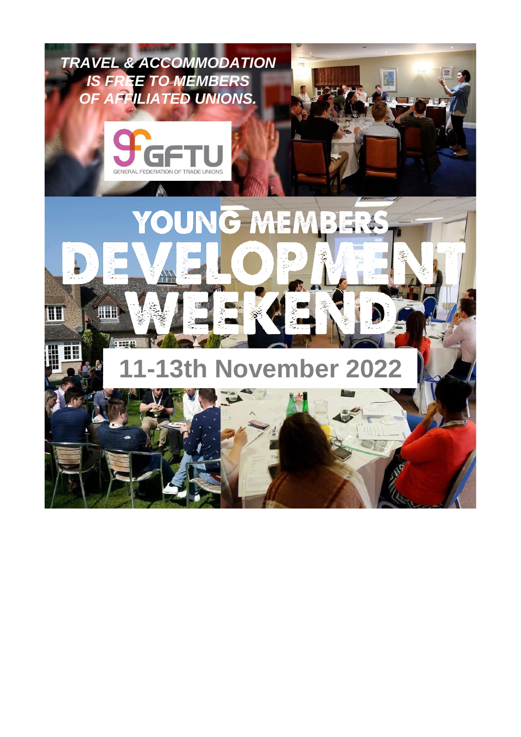*TRAVEL & ACCOMMODATION IS FREE TO MEMBERS OF AFFILIATED UNIONS.*

GFTU

GENERAL FEDERATION OF TRADE UNIONS

# YOUNG MEMBERS DEVELOPMENT WEEKEND

## 11-13th November 2022